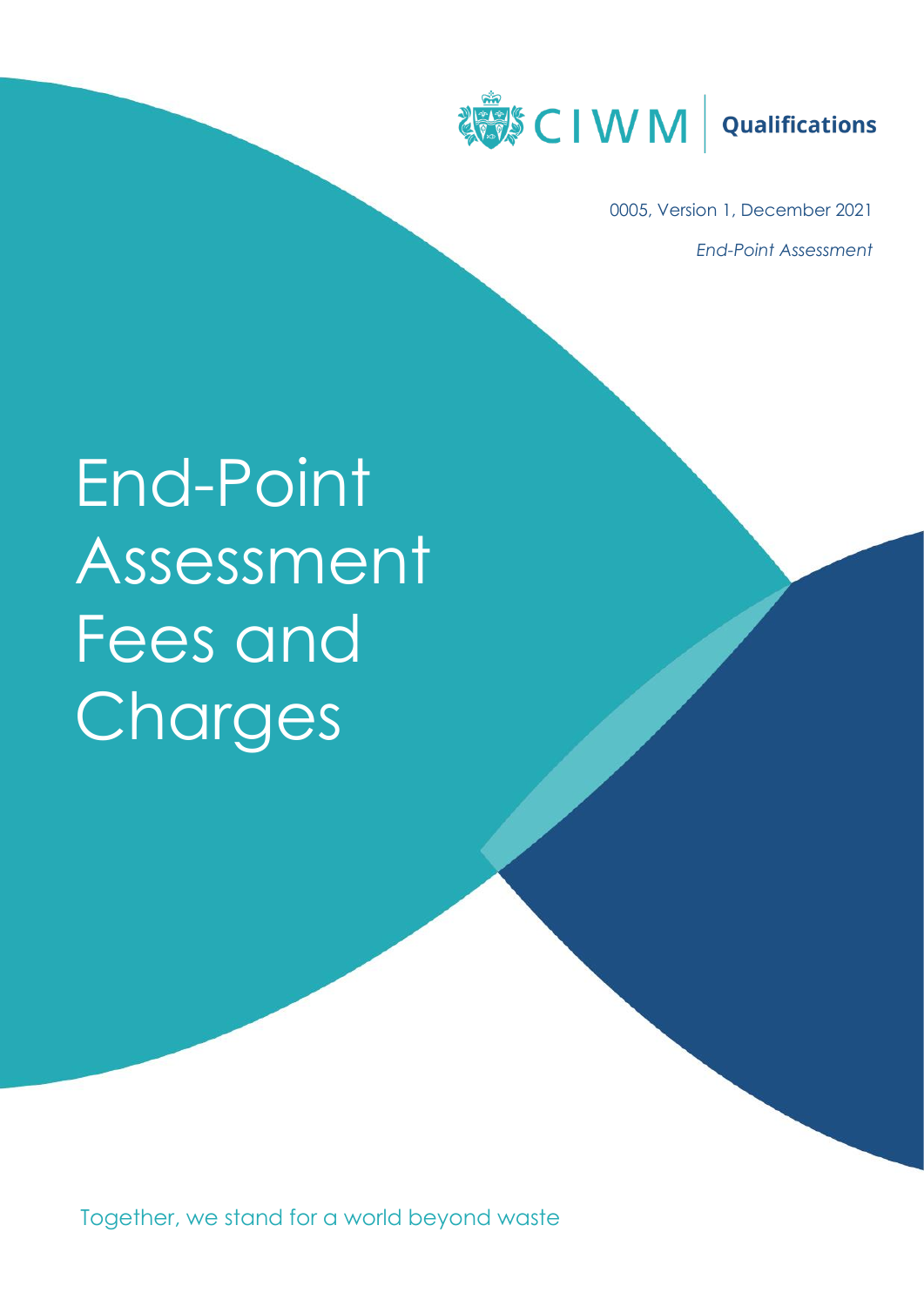CIWM | Qualifications

0005, Version 1, December 2021

*End-Point Assessment*

# End-Point Assessment Fees and Charges

Together, we stand for a world beyond waste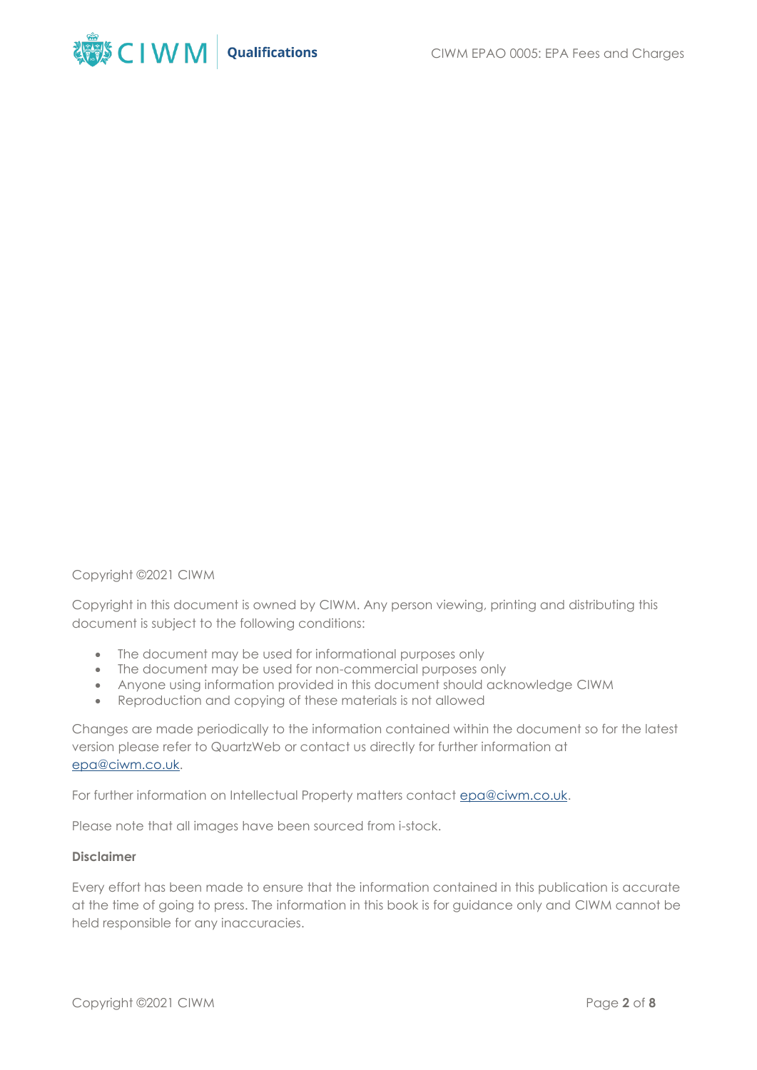Copyright ©2021 CIWM

Copyright in this document is owned by CIWM. Any person viewing, printing and distributing this document is subject to the following conditions:

- The document may be used for informational purposes only
- The document may be used for non-commercial purposes only
- Anyone using information provided in this document should acknowledge CIWM
- Reproduction and copying of these materials is not allowed

Changes are made periodically to the information contained within the document so for the latest version please refer to QuartzWeb or contact us directly for further information at epa@ciwm.co.uk.

For further information on Intellectual Property matters contact epa@ciwm.co.uk.

Please note that all images have been sourced from i-stock.

**Disclaimer**

Every effort has been made to ensure that the information contained in this publication is accurate at the time of going to press. The information in this book is for guidance only and CIWM cannot be held responsible for any inaccuracies.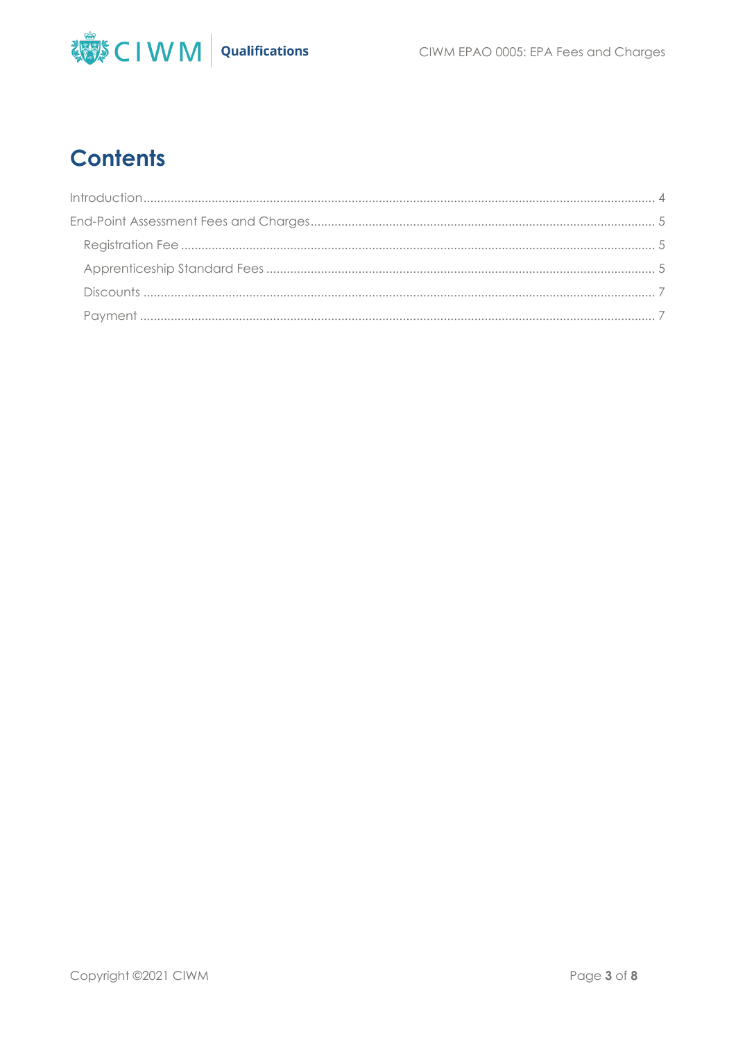# Contents

Introduction .......... 4

End-Point Assessment Fees and Charges .......... 5

- Registration Fee .......... 5
- Apprenticeship Standard Fees .......... 5
- Discounts .......... 7
- Payment .......... 7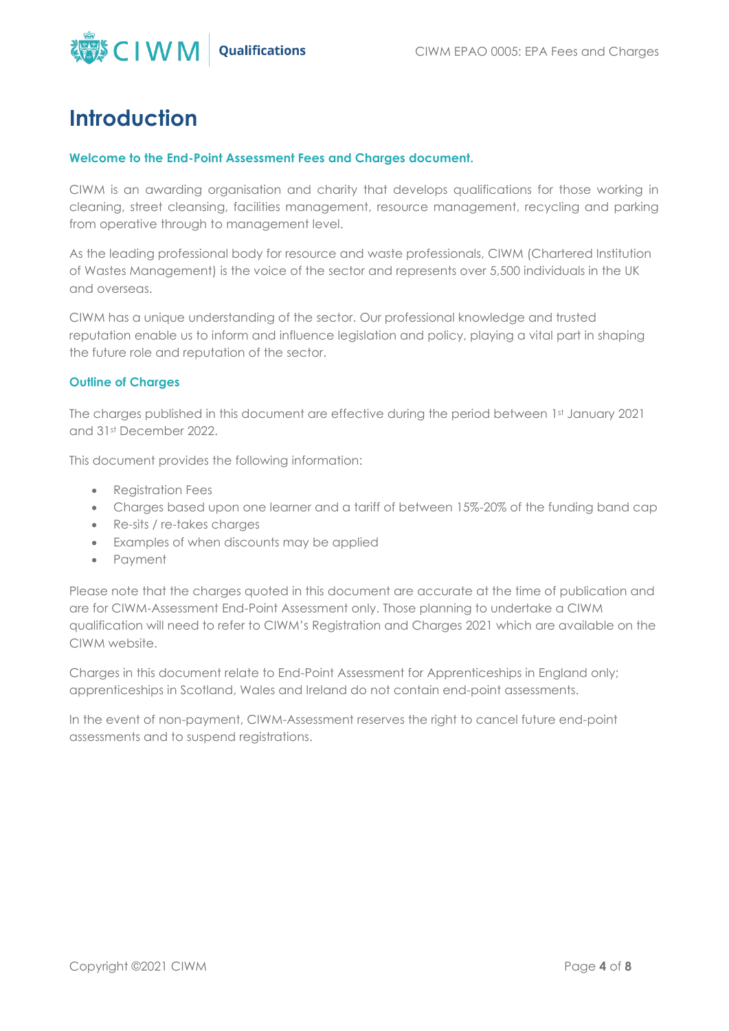# Introduction

**Welcome to the End-Point Assessment Fees and Charges document.**

CIWM is an awarding organisation and charity that develops qualifications for those working in cleaning, street cleansing, facilities management, resource management, recycling and parking from operative through to management level.

As the leading professional body for resource and waste professionals, CIWM (Chartered Institution of Wastes Management) is the voice of the sector and represents over 5,500 individuals in the UK and overseas.

CIWM has a unique understanding of the sector. Our professional knowledge and trusted reputation enable us to inform and influence legislation and policy, playing a vital part in shaping the future role and reputation of the sector.

**Outline of Charges**

The charges published in this document are effective during the period between 1st January 2021 and 31st December 2022.

This document provides the following information:

- Registration Fees
- Charges based upon one learner and a tariff of between 15%-20% of the funding band cap
- Re-sits / re-takes charges
- Examples of when discounts may be applied
- Payment

Please note that the charges quoted in this document are accurate at the time of publication and are for CIWM-Assessment End-Point Assessment only. Those planning to undertake a CIWM qualification will need to refer to CIWM's Registration and Charges 2021 which are available on the CIWM website.

Charges in this document relate to End-Point Assessment for Apprenticeships in England only; apprenticeships in Scotland, Wales and Ireland do not contain end-point assessments.

In the event of non-payment, CIWM-Assessment reserves the right to cancel future end-point assessments and to suspend registrations.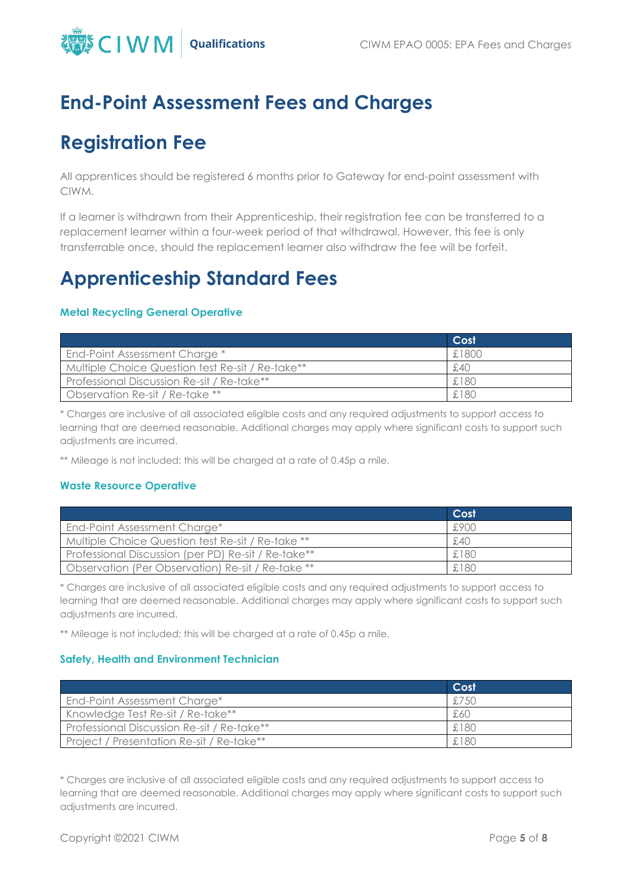# End-Point Assessment Fees and Charges

# Registration Fee

All apprentices should be registered 6 months prior to Gateway for end-point assessment with CIWM.

If a learner is withdrawn from their Apprenticeship, their registration fee can be transferred to a replacement learner within a four-week period of that withdrawal. However, this fee is only transferrable once, should the replacement learner also withdraw the fee will be forfeit.

# Apprenticeship Standard Fees

### Metal Recycling General Operative

| | Cost |
|---|---|
| End-Point Assessment Charge * | £1800 |
| Multiple Choice Question test Re-sit / Re-take** | £40 |
| Professional Discussion Re-sit / Re-take** | £180 |
| Observation Re-sit / Re-take ** | £180 |

* Charges are inclusive of all associated eligible costs and any required adjustments to support access to learning that are deemed reasonable. Additional charges may apply where significant costs to support such adjustments are incurred.

** Mileage is not included; this will be charged at a rate of 0.45p a mile.

### Waste Resource Operative

| | Cost |
|---|---|
| End-Point Assessment Charge* | £900 |
| Multiple Choice Question test Re-sit / Re-take ** | £40 |
| Professional Discussion (per PD) Re-sit / Re-take** | £180 |
| Observation (Per Observation) Re-sit / Re-take ** | £180 |

* Charges are inclusive of all associated eligible costs and any required adjustments to support access to learning that are deemed reasonable. Additional charges may apply where significant costs to support such adjustments are incurred.

** Mileage is not included; this will be charged at a rate of 0.45p a mile.

### Safety, Health and Environment Technician

| | Cost |
|---|---|
| End-Point Assessment Charge* | £750 |
| Knowledge Test Re-sit / Re-take** | £60 |
| Professional Discussion Re-sit / Re-take** | £180 |
| Project / Presentation Re-sit / Re-take** | £180 |

* Charges are inclusive of all associated eligible costs and any required adjustments to support access to learning that are deemed reasonable. Additional charges may apply where significant costs to support such adjustments are incurred.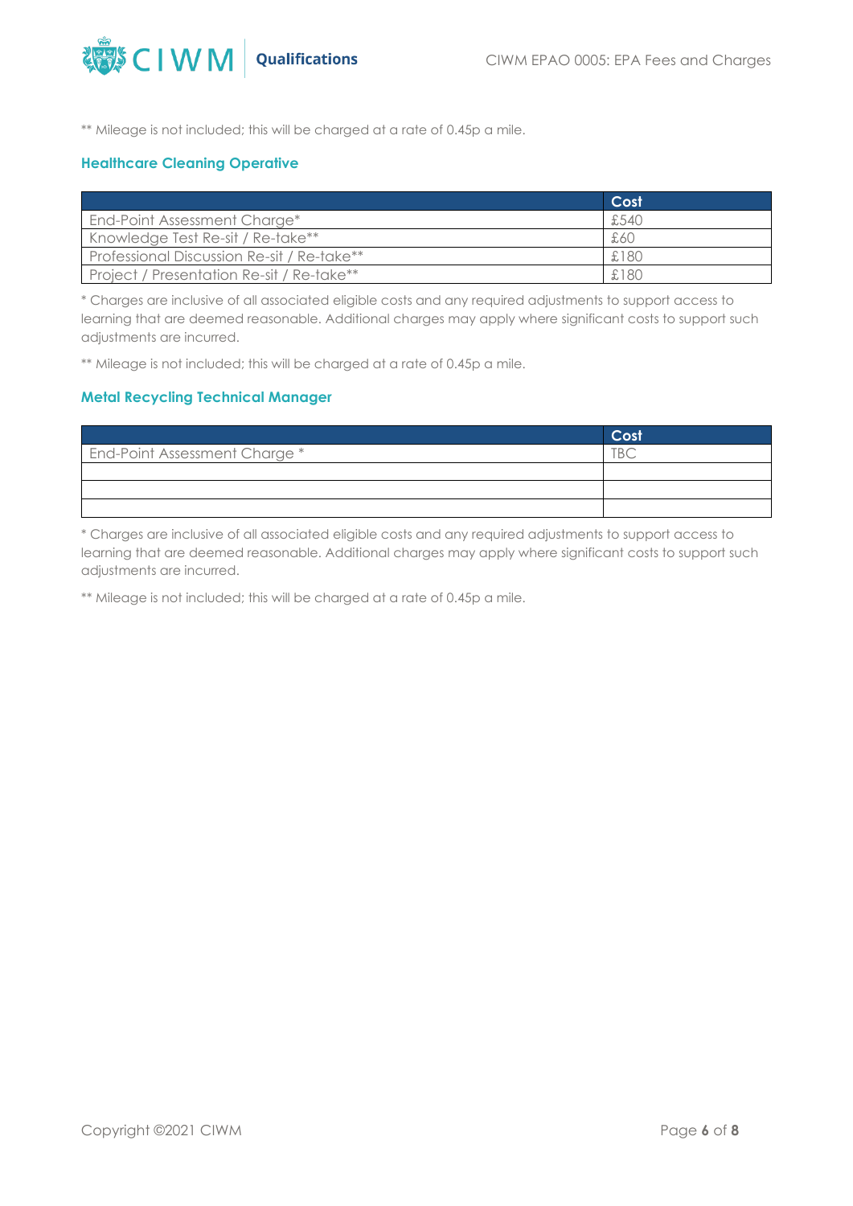** Mileage is not included; this will be charged at a rate of 0.45p a mile.

### Healthcare Cleaning Operative

| | Cost |
|---|---|
| End-Point Assessment Charge* | £540 |
| Knowledge Test Re-sit / Re-take** | £60 |
| Professional Discussion Re-sit / Re-take** | £180 |
| Project / Presentation Re-sit / Re-take** | £180 |

* Charges are inclusive of all associated eligible costs and any required adjustments to support access to learning that are deemed reasonable. Additional charges may apply where significant costs to support such adjustments are incurred.

** Mileage is not included; this will be charged at a rate of 0.45p a mile.

### Metal Recycling Technical Manager

| | Cost |
|---|---|
| End-Point Assessment Charge * | TBC |
| | |
| | |
| | |

* Charges are inclusive of all associated eligible costs and any required adjustments to support access to learning that are deemed reasonable. Additional charges may apply where significant costs to support such adjustments are incurred.

** Mileage is not included; this will be charged at a rate of 0.45p a mile.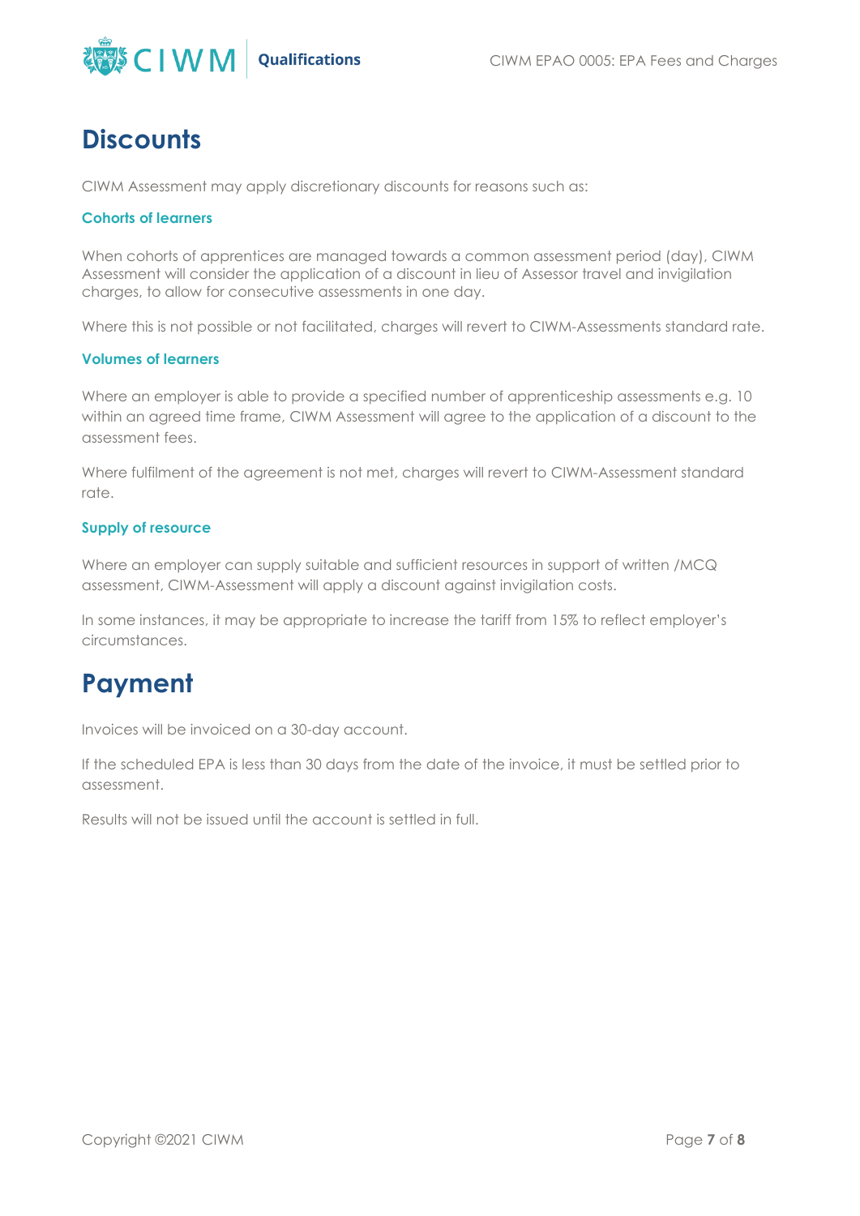# Discounts

CIWM Assessment may apply discretionary discounts for reasons such as:

### Cohorts of learners

When cohorts of apprentices are managed towards a common assessment period (day), CIWM Assessment will consider the application of a discount in lieu of Assessor travel and invigilation charges, to allow for consecutive assessments in one day.

Where this is not possible or not facilitated, charges will revert to CIWM-Assessments standard rate.

### Volumes of learners

Where an employer is able to provide a specified number of apprenticeship assessments e.g. 10 within an agreed time frame, CIWM Assessment will agree to the application of a discount to the assessment fees.

Where fulfilment of the agreement is not met, charges will revert to CIWM-Assessment standard rate.

### Supply of resource

Where an employer can supply suitable and sufficient resources in support of written /MCQ assessment, CIWM-Assessment will apply a discount against invigilation costs.

In some instances, it may be appropriate to increase the tariff from 15% to reflect employer's circumstances.

# Payment

Invoices will be invoiced on a 30-day account.

If the scheduled EPA is less than 30 days from the date of the invoice, it must be settled prior to assessment.

Results will not be issued until the account is settled in full.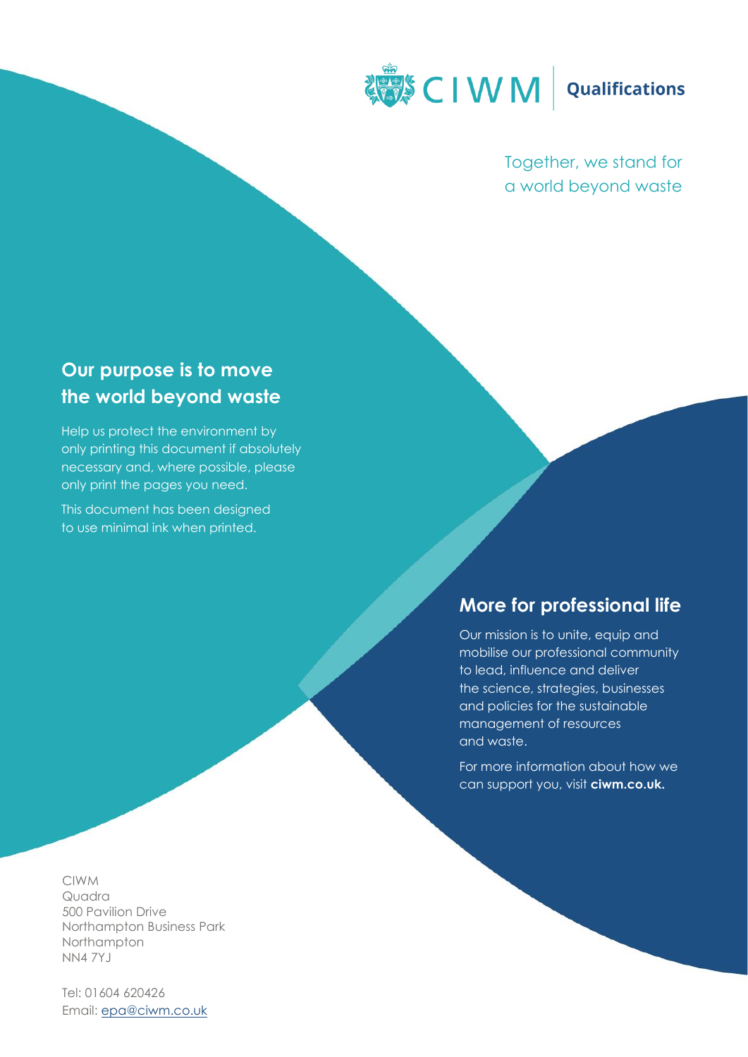CIWM | Qualifications

Together, we stand for a world beyond waste

## Our purpose is to move the world beyond waste

Help us protect the environment by only printing this document if absolutely necessary and, where possible, please only print the pages you need.

This document has been designed to use minimal ink when printed.

## More for professional life

Our mission is to unite, equip and mobilise our professional community to lead, influence and deliver the science, strategies, businesses and policies for the sustainable management of resources and waste.

For more information about how we can support you, visit **ciwm.co.uk.**

CIWM
Quadra
500 Pavilion Drive
Northampton Business Park
Northampton
NN4 7YJ

Tel: 01604 620426
Email: epa@ciwm.co.uk